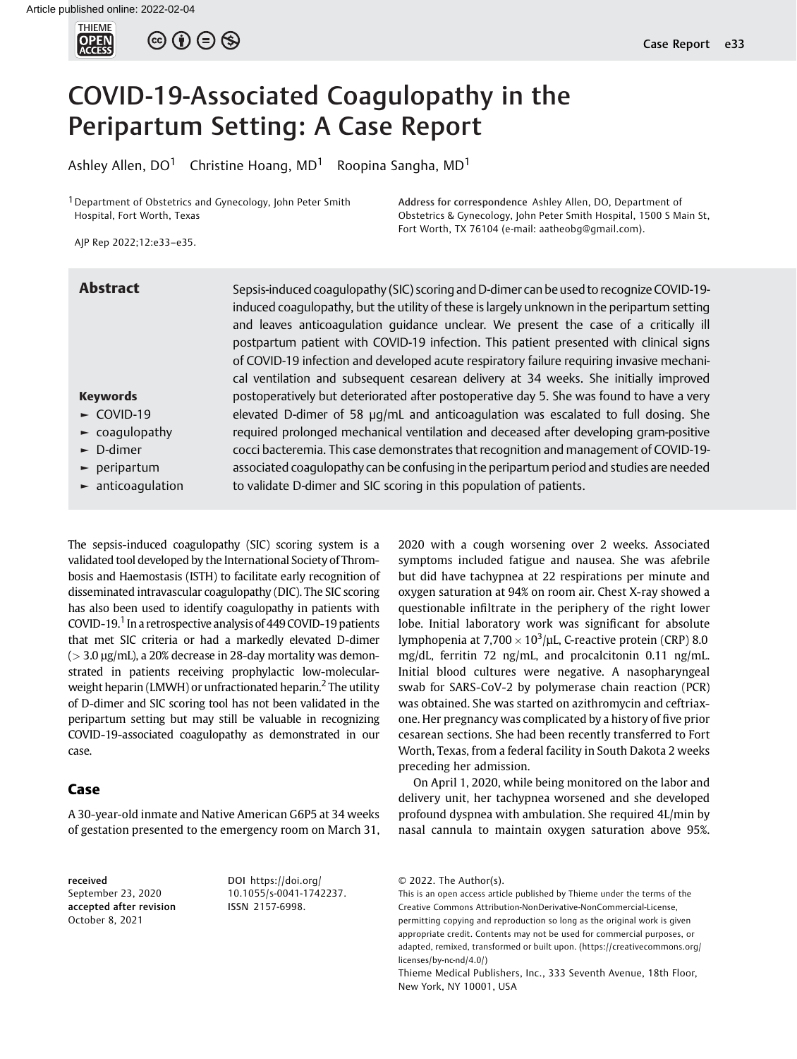# COVID-19-Associated Coagulopathy in the Peripartum Setting: A Case Report

Ashley Allen, DO[1] Christine Hoang, MD[1] Roopina Sangha, MD[1]

[1] Department of Obstetrics and Gynecology, John Peter Smith Hospital, Fort Worth, Texas

Address for correspondence Ashley Allen, DO, Department of Obstetrics & Gynecology, John Peter Smith Hospital, 1500 S Main St, Fort Worth, TX 76104 (e-mail: aatheobg@gmail.com).

AJP Rep 2022;12:e33–e35.

## Abstract

Sepsis-induced coagulopathy (SIC) scoring and D-dimer can be used to recognize COVID-19-induced coagulopathy, but the utility of these is largely unknown in the peripartum setting and leaves anticoagulation guidance unclear. We present the case of a critically ill postpartum patient with COVID-19 infection. This patient presented with clinical signs of COVID-19 infection and developed acute respiratory failure requiring invasive mechanical ventilation and subsequent cesarean delivery at 34 weeks. She initially improved postoperatively but deteriorated after postoperative day 5. She was found to have a very elevated D-dimer of 58 μg/mL and anticoagulation was escalated to full dosing. She required prolonged mechanical ventilation and deceased after developing gram-positive cocci bacteremia. This case demonstrates that recognition and management of COVID-19-associated coagulopathy can be confusing in the peripartum period and studies are needed to validate D-dimer and SIC scoring in this population of patients.

**Keywords**

- COVID-19
- coagulopathy
- D-dimer
- peripartum
- anticoagulation

The sepsis-induced coagulopathy (SIC) scoring system is a validated tool developed by the International Society of Thrombosis and Haemostasis (ISTH) to facilitate early recognition of disseminated intravascular coagulopathy (DIC). The SIC scoring has also been used to identify coagulopathy in patients with COVID-19.[1] In a retrospective analysis of 449 COVID-19 patients that met SIC criteria or had a markedly elevated D-dimer (> 3.0 μg/mL), a 20% decrease in 28-day mortality was demonstrated in patients receiving prophylactic low-molecular-weight heparin (LMWH) or unfractionated heparin.[2] The utility of D-dimer and SIC scoring tool has not been validated in the peripartum setting but may still be valuable in recognizing COVID-19-associated coagulopathy as demonstrated in our case.

## Case

A 30-year-old inmate and Native American G6P5 at 34 weeks of gestation presented to the emergency room on March 31, 2020 with a cough worsening over 2 weeks. Associated symptoms included fatigue and nausea. She was afebrile but did have tachypnea at 22 respirations per minute and oxygen saturation at 94% on room air. Chest X-ray showed a questionable infiltrate in the periphery of the right lower lobe. Initial laboratory work was significant for absolute lymphopenia at $7{,}700 \times 10^3/\mu L$, C-reactive protein (CRP) 8.0 mg/dL, ferritin 72 ng/mL, and procalcitonin 0.11 ng/mL. Initial blood cultures were negative. A nasopharyngeal swab for SARS-CoV-2 by polymerase chain reaction (PCR) was obtained. She was started on azithromycin and ceftriaxone. Her pregnancy was complicated by a history of five prior cesarean sections. She had been recently transferred to Fort Worth, Texas, from a federal facility in South Dakota 2 weeks preceding her admission.

On April 1, 2020, while being monitored on the labor and delivery unit, her tachypnea worsened and she developed profound dyspnea with ambulation. She required 4L/min by nasal cannula to maintain oxygen saturation above 95%.

received September 23, 2020
accepted after revision October 8, 2021

DOI https://doi.org/10.1055/s-0041-1742237.
ISSN 2157-6998.

© 2022. The Author(s).
This is an open access article published by Thieme under the terms of the Creative Commons Attribution-NonDerivative-NonCommercial-License, permitting copying and reproduction so long as the original work is given appropriate credit. Contents may not be used for commercial purposes, or adapted, remixed, transformed or built upon. (https://creativecommons.org/licenses/by-nc-nd/4.0/)
Thieme Medical Publishers, Inc., 333 Seventh Avenue, 18th Floor, New York, NY 10001, USA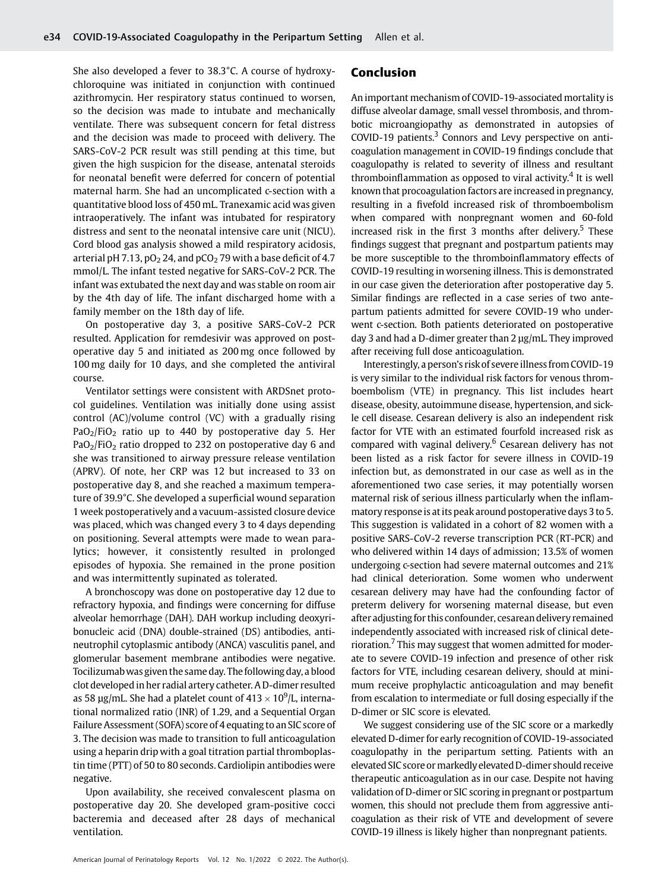She also developed a fever to 38.3°C. A course of hydroxychloroquine was initiated in conjunction with continued azithromycin. Her respiratory status continued to worsen, so the decision was made to intubate and mechanically ventilate. There was subsequent concern for fetal distress and the decision was made to proceed with delivery. The SARS-CoV-2 PCR result was still pending at this time, but given the high suspicion for the disease, antenatal steroids for neonatal benefit were deferred for concern of potential maternal harm. She had an uncomplicated c-section with a quantitative blood loss of 450 mL. Tranexamic acid was given intraoperatively. The infant was intubated for respiratory distress and sent to the neonatal intensive care unit (NICU). Cord blood gas analysis showed a mild respiratory acidosis, arterial pH 7.13, $pO_2$ 24, and $pCO_2$ 79 with a base deficit of 4.7 mmol/L. The infant tested negative for SARS-CoV-2 PCR. The infant was extubated the next day and was stable on room air by the 4th day of life. The infant discharged home with a family member on the 18th day of life.

On postoperative day 3, a positive SARS-CoV-2 PCR resulted. Application for remdesivir was approved on postoperative day 5 and initiated as 200 mg once followed by 100 mg daily for 10 days, and she completed the antiviral course.

Ventilator settings were consistent with ARDSnet protocol guidelines. Ventilation was initially done using assist control (AC)/volume control (VC) with a gradually rising $PaO_2/FiO_2$ ratio up to 440 by postoperative day 5. Her $PaO_2/FiO_2$ ratio dropped to 232 on postoperative day 6 and she was transitioned to airway pressure release ventilation (APRV). Of note, her CRP was 12 but increased to 33 on postoperative day 8, and she reached a maximum temperature of 39.9°C. She developed a superficial wound separation 1 week postoperatively and a vacuum-assisted closure device was placed, which was changed every 3 to 4 days depending on positioning. Several attempts were made to wean paralytics; however, it consistently resulted in prolonged episodes of hypoxia. She remained in the prone position and was intermittently supinated as tolerated.

A bronchoscopy was done on postoperative day 12 due to refractory hypoxia, and findings were concerning for diffuse alveolar hemorrhage (DAH). DAH workup including deoxyribonucleic acid (DNA) double-strained (DS) antibodies, antineutrophil cytoplasmic antibody (ANCA) vasculitis panel, and glomerular basement membrane antibodies were negative. Tocilizumab was given the same day. The following day, a blood clot developed in her radial artery catheter. A D-dimer resulted as 58 µg/mL. She had a platelet count of $413 \times 10^9$/L, international normalized ratio (INR) of 1.29, and a Sequential Organ Failure Assessment (SOFA) score of 4 equating to an SIC score of 3. The decision was made to transition to full anticoagulation using a heparin drip with a goal titration partial thromboplastin time (PTT) of 50 to 80 seconds. Cardiolipin antibodies were negative.

Upon availability, she received convalescent plasma on postoperative day 20. She developed gram-positive cocci bacteremia and deceased after 28 days of mechanical ventilation.

## Conclusion

An important mechanism of COVID-19-associated mortality is diffuse alveolar damage, small vessel thrombosis, and thrombotic microangiopathy as demonstrated in autopsies of COVID-19 patients.[3] Connors and Levy perspective on anticoagulation management in COVID-19 findings conclude that coagulopathy is related to severity of illness and resultant thromboinflammation as opposed to viral activity.[4] It is well known that procoagulation factors are increased in pregnancy, resulting in a fivefold increased risk of thromboembolism when compared with nonpregnant women and 60-fold increased risk in the first 3 months after delivery.[5] These findings suggest that pregnant and postpartum patients may be more susceptible to the thromboinflammatory effects of COVID-19 resulting in worsening illness. This is demonstrated in our case given the deterioration after postoperative day 5. Similar findings are reflected in a case series of two antepartum patients admitted for severe COVID-19 who underwent c-section. Both patients deteriorated on postoperative day 3 and had a D-dimer greater than 2 µg/mL. They improved after receiving full dose anticoagulation.

Interestingly, a person's risk of severe illness from COVID-19 is very similar to the individual risk factors for venous thromboembolism (VTE) in pregnancy. This list includes heart disease, obesity, autoimmune disease, hypertension, and sickle cell disease. Cesarean delivery is also an independent risk factor for VTE with an estimated fourfold increased risk as compared with vaginal delivery.[6] Cesarean delivery has not been listed as a risk factor for severe illness in COVID-19 infection but, as demonstrated in our case as well as in the aforementioned two case series, it may potentially worsen maternal risk of serious illness particularly when the inflammatory response is at its peak around postoperative days 3 to 5. This suggestion is validated in a cohort of 82 women with a positive SARS-CoV-2 reverse transcription PCR (RT-PCR) and who delivered within 14 days of admission; 13.5% of women undergoing c-section had severe maternal outcomes and 21% had clinical deterioration. Some women who underwent cesarean delivery may have had the confounding factor of preterm delivery for worsening maternal disease, but even after adjusting for this confounder, cesarean delivery remained independently associated with increased risk of clinical deterioration.[7] This may suggest that women admitted for moderate to severe COVID-19 infection and presence of other risk factors for VTE, including cesarean delivery, should at minimum receive prophylactic anticoagulation and may benefit from escalation to intermediate or full dosing especially if the D-dimer or SIC score is elevated.

We suggest considering use of the SIC score or a markedly elevated D-dimer for early recognition of COVID-19-associated coagulopathy in the peripartum setting. Patients with an elevated SIC score or markedly elevated D-dimer should receive therapeutic anticoagulation as in our case. Despite not having validation of D-dimer or SIC scoring in pregnant or postpartum women, this should not preclude them from aggressive anticoagulation as their risk of VTE and development of severe COVID-19 illness is likely higher than nonpregnant patients.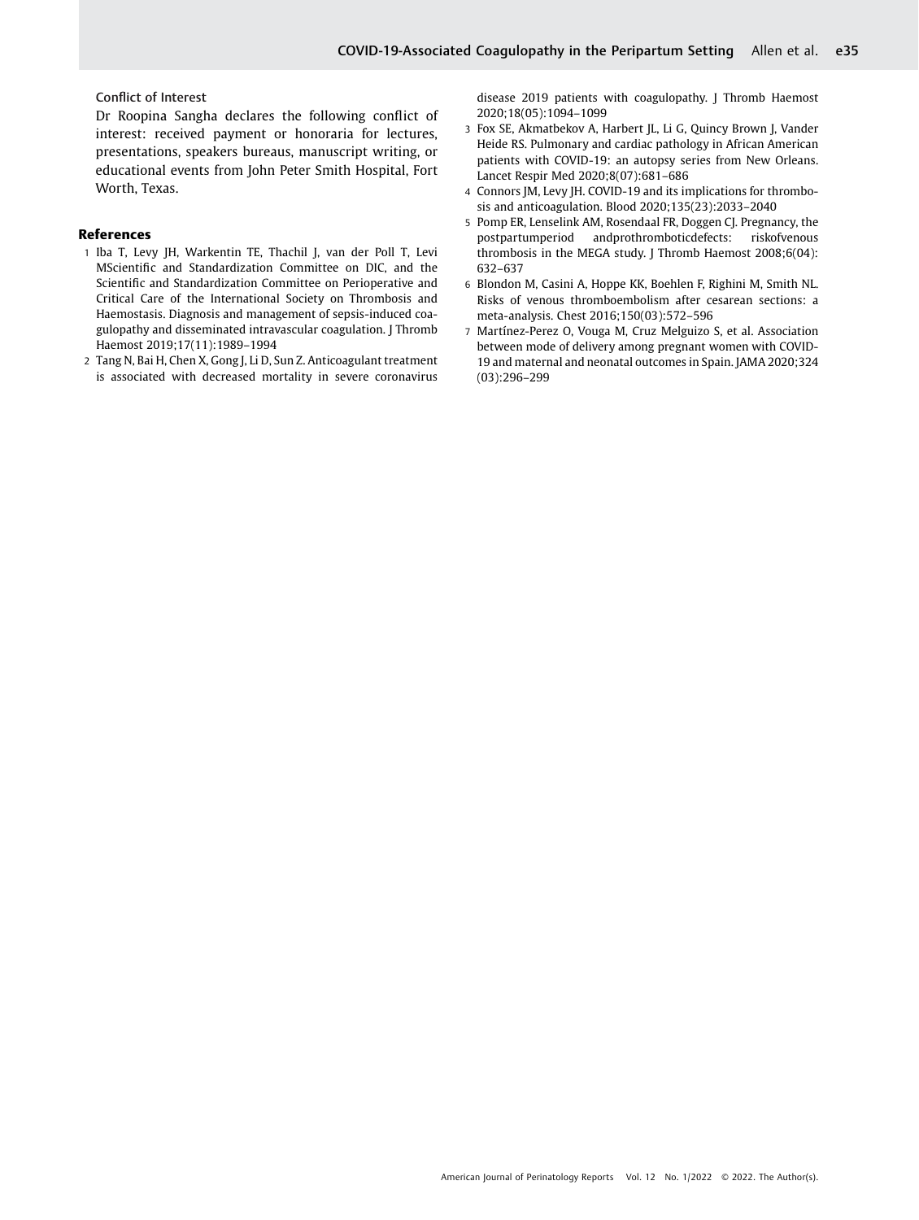Conflict of Interest

Dr Roopina Sangha declares the following conflict of interest: received payment or honoraria for lectures, presentations, speakers bureaus, manuscript writing, or educational events from John Peter Smith Hospital, Fort Worth, Texas.

## References

1. Iba T, Levy JH, Warkentin TE, Thachil J, van der Poll T, Levi MScientific and Standardization Committee on DIC, and the Scientific and Standardization Committee on Perioperative and Critical Care of the International Society on Thrombosis and Haemostasis. Diagnosis and management of sepsis-induced coagulopathy and disseminated intravascular coagulation. J Thromb Haemost 2019;17(11):1989–1994
2. Tang N, Bai H, Chen X, Gong J, Li D, Sun Z. Anticoagulant treatment is associated with decreased mortality in severe coronavirus disease 2019 patients with coagulopathy. J Thromb Haemost 2020;18(05):1094–1099
3. Fox SE, Akmatbekov A, Harbert JL, Li G, Quincy Brown J, Vander Heide RS. Pulmonary and cardiac pathology in African American patients with COVID-19: an autopsy series from New Orleans. Lancet Respir Med 2020;8(07):681–686
4. Connors JM, Levy JH. COVID-19 and its implications for thrombosis and anticoagulation. Blood 2020;135(23):2033–2040
5. Pomp ER, Lenselink AM, Rosendaal FR, Doggen CJ. Pregnancy, the postpartumperiod andprothromboticdefects: riskofvenous thrombosis in the MEGA study. J Thromb Haemost 2008;6(04):632–637
6. Blondon M, Casini A, Hoppe KK, Boehlen F, Righini M, Smith NL. Risks of venous thromboembolism after cesarean sections: a meta-analysis. Chest 2016;150(03):572–596
7. Martínez-Perez O, Vouga M, Cruz Melguizo S, et al. Association between mode of delivery among pregnant women with COVID-19 and maternal and neonatal outcomes in Spain. JAMA 2020;324(03):296–299